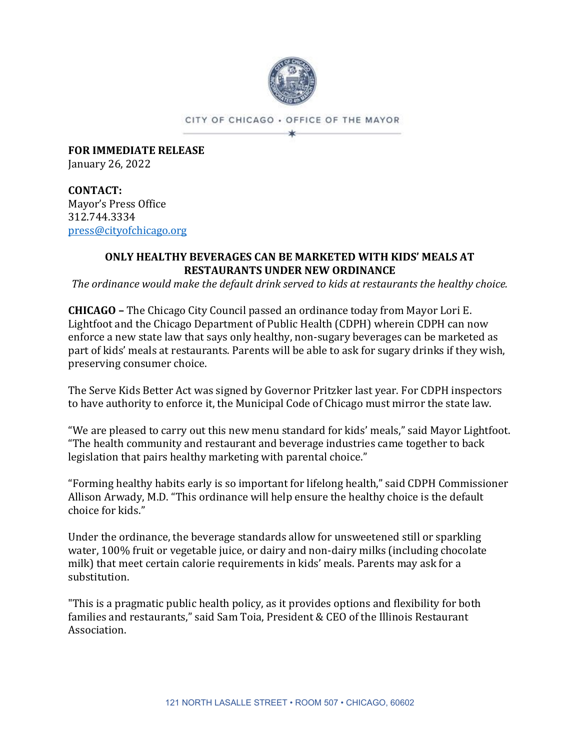CITY OF CHICAGO • OFFICE OF THE MAYOR

**FOR IMMEDIATE RELEASE**
January 26, 2022

**CONTACT:**
Mayor's Press Office
312.744.3334
press@cityofchicago.org

## ONLY HEALTHY BEVERAGES CAN BE MARKETED WITH KIDS' MEALS AT RESTAURANTS UNDER NEW ORDINANCE

*The ordinance would make the default drink served to kids at restaurants the healthy choice.*

**CHICAGO –** The Chicago City Council passed an ordinance today from Mayor Lori E. Lightfoot and the Chicago Department of Public Health (CDPH) wherein CDPH can now enforce a new state law that says only healthy, non-sugary beverages can be marketed as part of kids' meals at restaurants. Parents will be able to ask for sugary drinks if they wish, preserving consumer choice.

The Serve Kids Better Act was signed by Governor Pritzker last year. For CDPH inspectors to have authority to enforce it, the Municipal Code of Chicago must mirror the state law.

"We are pleased to carry out this new menu standard for kids' meals," said Mayor Lightfoot. "The health community and restaurant and beverage industries came together to back legislation that pairs healthy marketing with parental choice."

"Forming healthy habits early is so important for lifelong health," said CDPH Commissioner Allison Arwady, M.D. "This ordinance will help ensure the healthy choice is the default choice for kids."

Under the ordinance, the beverage standards allow for unsweetened still or sparkling water, 100% fruit or vegetable juice, or dairy and non-dairy milks (including chocolate milk) that meet certain calorie requirements in kids' meals. Parents may ask for a substitution.

"This is a pragmatic public health policy, as it provides options and flexibility for both families and restaurants," said Sam Toia, President & CEO of the Illinois Restaurant Association.

121 NORTH LASALLE STREET • ROOM 507 • CHICAGO, 60602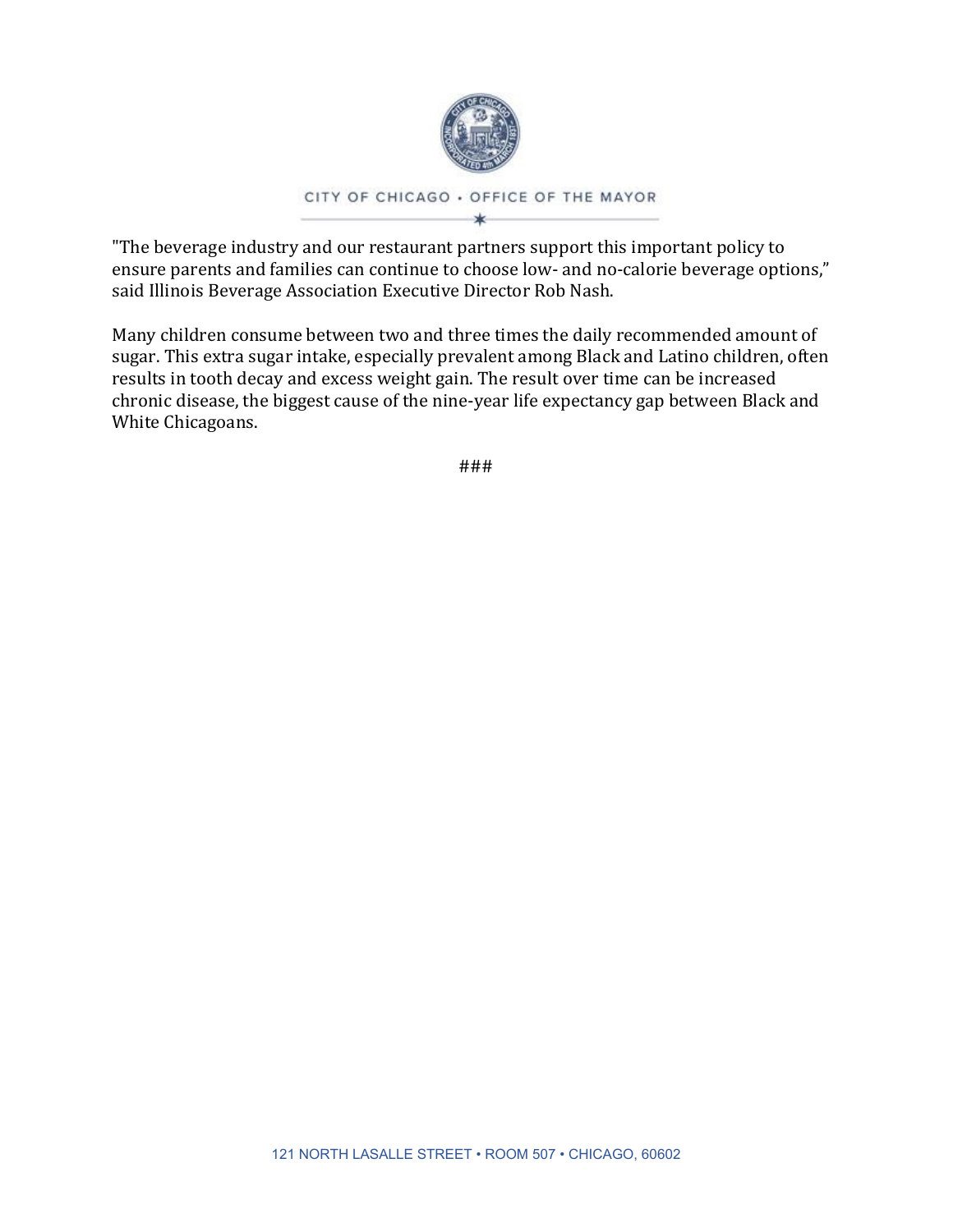"The beverage industry and our restaurant partners support this important policy to ensure parents and families can continue to choose low- and no-calorie beverage options," said Illinois Beverage Association Executive Director Rob Nash.

Many children consume between two and three times the daily recommended amount of sugar. This extra sugar intake, especially prevalent among Black and Latino children, often results in tooth decay and excess weight gain. The result over time can be increased chronic disease, the biggest cause of the nine-year life expectancy gap between Black and White Chicagoans.

###